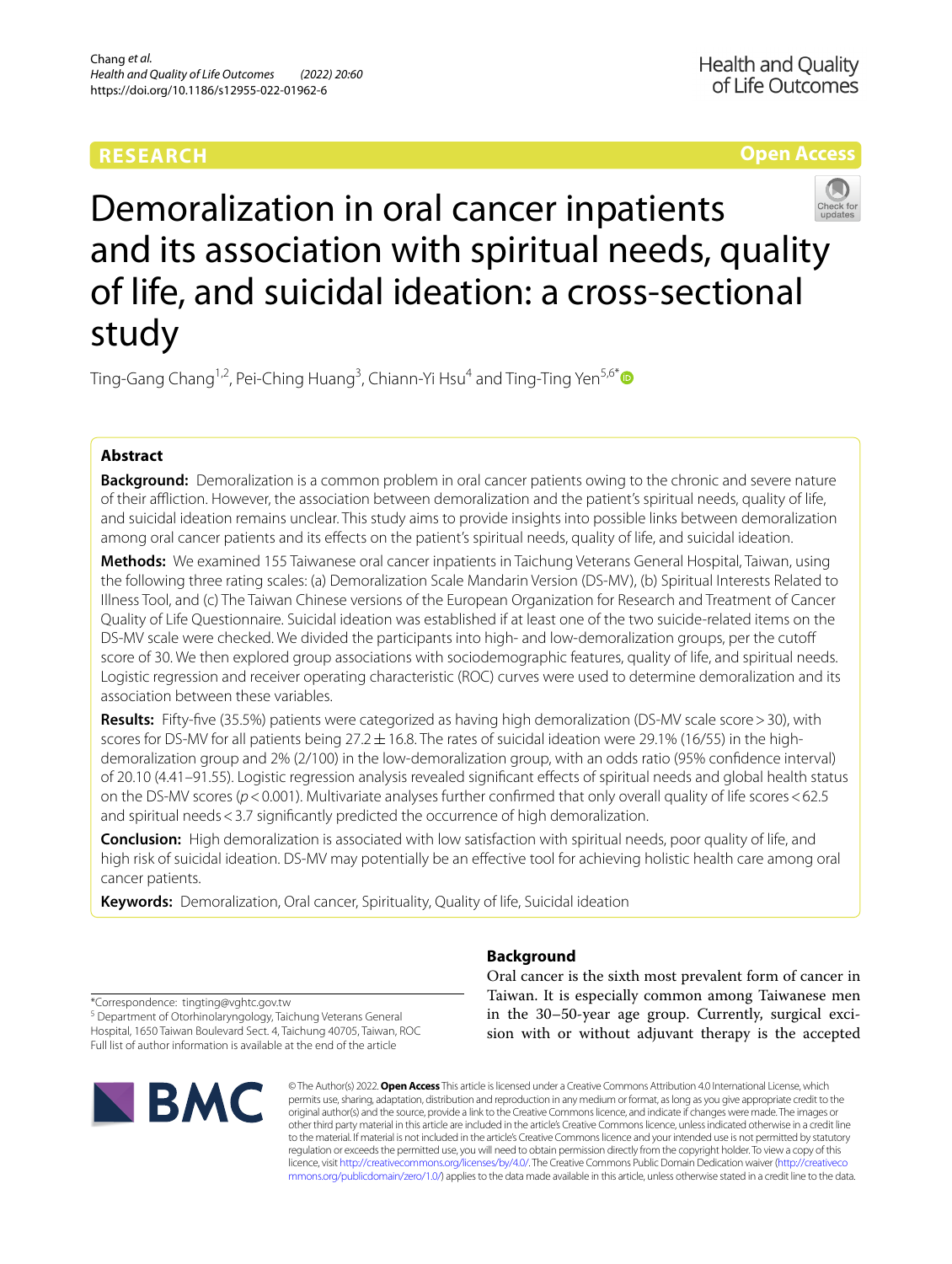RESEARCH

Open Access

# Demoralization in oral cancer inpatients and its association with spiritual needs, quality of life, and suicidal ideation: a cross-sectional study

Ting-Gang Chang[1,2], Pei-Ching Huang[3], Chiann-Yi Hsu[4] and Ting-Ting Yen[5,6*]

## Abstract

**Background:** Demoralization is a common problem in oral cancer patients owing to the chronic and severe nature of their affliction. However, the association between demoralization and the patient's spiritual needs, quality of life, and suicidal ideation remains unclear. This study aims to provide insights into possible links between demoralization among oral cancer patients and its effects on the patient's spiritual needs, quality of life, and suicidal ideation.

**Methods:** We examined 155 Taiwanese oral cancer inpatients in Taichung Veterans General Hospital, Taiwan, using the following three rating scales: (a) Demoralization Scale Mandarin Version (DS-MV), (b) Spiritual Interests Related to Illness Tool, and (c) The Taiwan Chinese versions of the European Organization for Research and Treatment of Cancer Quality of Life Questionnaire. Suicidal ideation was established if at least one of the two suicide-related items on the DS-MV scale were checked. We divided the participants into high- and low-demoralization groups, per the cutoff score of 30. We then explored group associations with sociodemographic features, quality of life, and spiritual needs. Logistic regression and receiver operating characteristic (ROC) curves were used to determine demoralization and its association between these variables.

**Results:** Fifty-five (35.5%) patients were categorized as having high demoralization (DS-MV scale score > 30), with scores for DS-MV for all patients being 27.2 ± 16.8. The rates of suicidal ideation were 29.1% (16/55) in the high-demoralization group and 2% (2/100) in the low-demoralization group, with an odds ratio (95% confidence interval) of 20.10 (4.41–91.55). Logistic regression analysis revealed significant effects of spiritual needs and global health status on the DS-MV scores ($p < 0.001$). Multivariate analyses further confirmed that only overall quality of life scores < 62.5 and spiritual needs < 3.7 significantly predicted the occurrence of high demoralization.

**Conclusion:** High demoralization is associated with low satisfaction with spiritual needs, poor quality of life, and high risk of suicidal ideation. DS-MV may potentially be an effective tool for achieving holistic health care among oral cancer patients.

**Keywords:** Demoralization, Oral cancer, Spirituality, Quality of life, Suicidal ideation

*Correspondence: tingting@vghtc.gov.tw
[5] Department of Otorhinolaryngology, Taichung Veterans General Hospital, 1650 Taiwan Boulevard Sect. 4, Taichung 40705, Taiwan, ROC
Full list of author information is available at the end of the article

## Background

Oral cancer is the sixth most prevalent form of cancer in Taiwan. It is especially common among Taiwanese men in the 30–50-year age group. Currently, surgical excision with or without adjuvant therapy is the accepted

© The Author(s) 2022. **Open Access** This article is licensed under a Creative Commons Attribution 4.0 International License, which permits use, sharing, adaptation, distribution and reproduction in any medium or format, as long as you give appropriate credit to the original author(s) and the source, provide a link to the Creative Commons licence, and indicate if changes were made. The images or other third party material in this article are included in the article's Creative Commons licence, unless indicated otherwise in a credit line to the material. If material is not included in the article's Creative Commons licence and your intended use is not permitted by statutory regulation or exceeds the permitted use, you will need to obtain permission directly from the copyright holder. To view a copy of this licence, visit http://creativecommons.org/licenses/by/4.0/. The Creative Commons Public Domain Dedication waiver (http://creativecommons.org/publicdomain/zero/1.0/) applies to the data made available in this article, unless otherwise stated in a credit line to the data.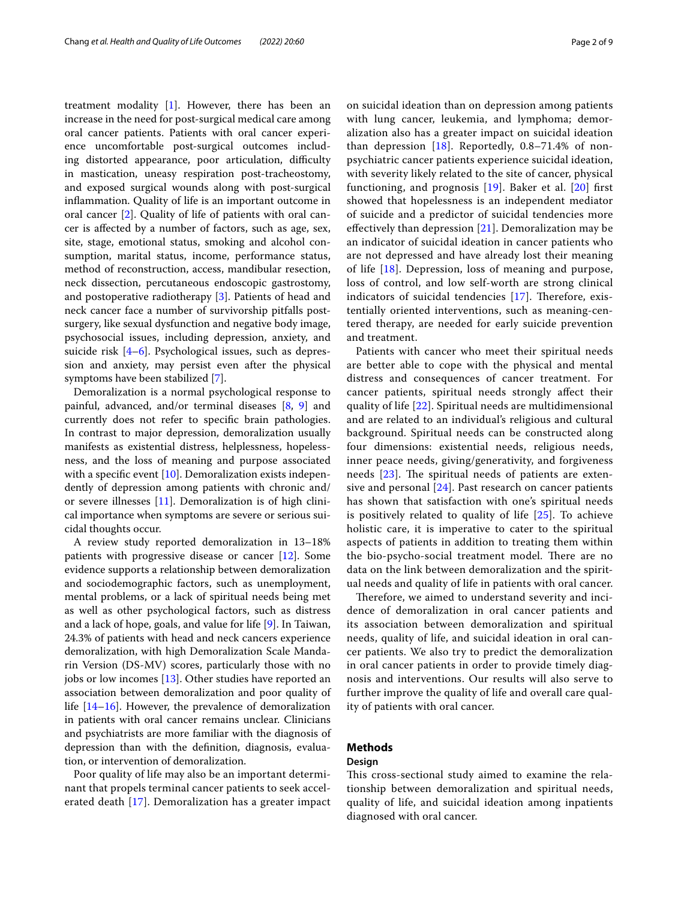treatment modality [1]. However, there has been an increase in the need for post-surgical medical care among oral cancer patients. Patients with oral cancer experience uncomfortable post-surgical outcomes including distorted appearance, poor articulation, difficulty in mastication, uneasy respiration post-tracheostomy, and exposed surgical wounds along with post-surgical inflammation. Quality of life is an important outcome in oral cancer [2]. Quality of life of patients with oral cancer is affected by a number of factors, such as age, sex, site, stage, emotional status, smoking and alcohol consumption, marital status, income, performance status, method of reconstruction, access, mandibular resection, neck dissection, percutaneous endoscopic gastrostomy, and postoperative radiotherapy [3]. Patients of head and neck cancer face a number of survivorship pitfalls post-surgery, like sexual dysfunction and negative body image, psychosocial issues, including depression, anxiety, and suicide risk [4–6]. Psychological issues, such as depression and anxiety, may persist even after the physical symptoms have been stabilized [7].

Demoralization is a normal psychological response to painful, advanced, and/or terminal diseases [8, 9] and currently does not refer to specific brain pathologies. In contrast to major depression, demoralization usually manifests as existential distress, helplessness, hopelessness, and the loss of meaning and purpose associated with a specific event [10]. Demoralization exists independently of depression among patients with chronic and/or severe illnesses [11]. Demoralization is of high clinical importance when symptoms are severe or serious suicidal thoughts occur.

A review study reported demoralization in 13–18% patients with progressive disease or cancer [12]. Some evidence supports a relationship between demoralization and sociodemographic factors, such as unemployment, mental problems, or a lack of spiritual needs being met as well as other psychological factors, such as distress and a lack of hope, goals, and value for life [9]. In Taiwan, 24.3% of patients with head and neck cancers experience demoralization, with high Demoralization Scale Mandarin Version (DS-MV) scores, particularly those with no jobs or low incomes [13]. Other studies have reported an association between demoralization and poor quality of life [14–16]. However, the prevalence of demoralization in patients with oral cancer remains unclear. Clinicians and psychiatrists are more familiar with the diagnosis of depression than with the definition, diagnosis, evaluation, or intervention of demoralization.

Poor quality of life may also be an important determinant that propels terminal cancer patients to seek accelerated death [17]. Demoralization has a greater impact on suicidal ideation than on depression among patients with lung cancer, leukemia, and lymphoma; demoralization also has a greater impact on suicidal ideation than depression [18]. Reportedly, 0.8–71.4% of non-psychiatric cancer patients experience suicidal ideation, with severity likely related to the site of cancer, physical functioning, and prognosis [19]. Baker et al. [20] first showed that hopelessness is an independent mediator of suicide and a predictor of suicidal tendencies more effectively than depression [21]. Demoralization may be an indicator of suicidal ideation in cancer patients who are not depressed and have already lost their meaning of life [18]. Depression, loss of meaning and purpose, loss of control, and low self-worth are strong clinical indicators of suicidal tendencies [17]. Therefore, existentially oriented interventions, such as meaning-centered therapy, are needed for early suicide prevention and treatment.

Patients with cancer who meet their spiritual needs are better able to cope with the physical and mental distress and consequences of cancer treatment. For cancer patients, spiritual needs strongly affect their quality of life [22]. Spiritual needs are multidimensional and are related to an individual's religious and cultural background. Spiritual needs can be constructed along four dimensions: existential needs, religious needs, inner peace needs, giving/generativity, and forgiveness needs [23]. The spiritual needs of patients are extensive and personal [24]. Past research on cancer patients has shown that satisfaction with one's spiritual needs is positively related to quality of life [25]. To achieve holistic care, it is imperative to cater to the spiritual aspects of patients in addition to treating them within the bio-psycho-social treatment model. There are no data on the link between demoralization and the spiritual needs and quality of life in patients with oral cancer.

Therefore, we aimed to understand severity and incidence of demoralization in oral cancer patients and its association between demoralization and spiritual needs, quality of life, and suicidal ideation in oral cancer patients. We also try to predict the demoralization in oral cancer patients in order to provide timely diagnosis and interventions. Our results will also serve to further improve the quality of life and overall care quality of patients with oral cancer.

## Methods

### Design

This cross-sectional study aimed to examine the relationship between demoralization and spiritual needs, quality of life, and suicidal ideation among inpatients diagnosed with oral cancer.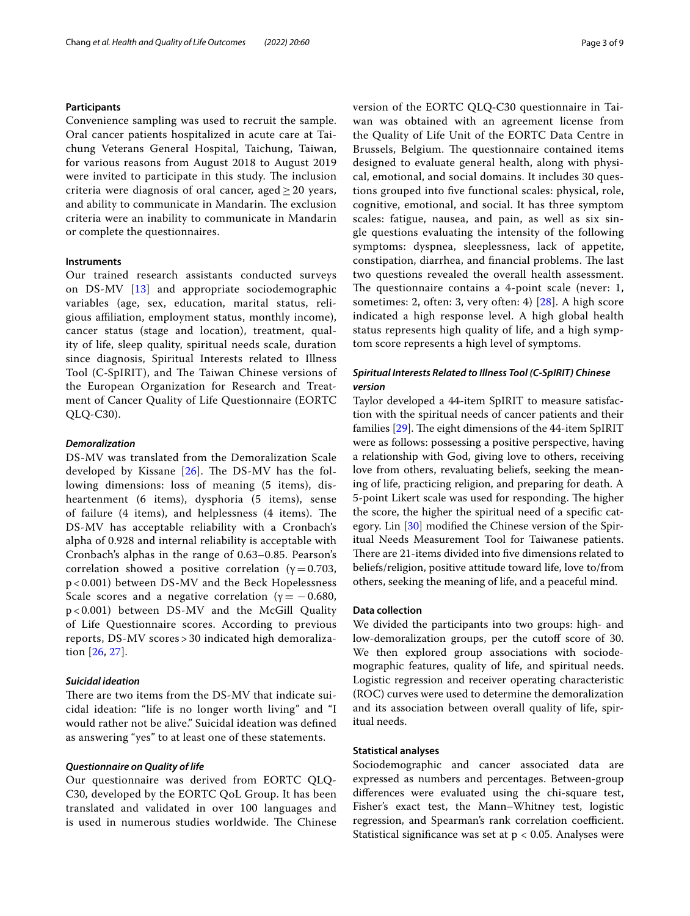### Participants

Convenience sampling was used to recruit the sample. Oral cancer patients hospitalized in acute care at Taichung Veterans General Hospital, Taichung, Taiwan, for various reasons from August 2018 to August 2019 were invited to participate in this study. The inclusion criteria were diagnosis of oral cancer, aged $\geq 20$ years, and ability to communicate in Mandarin. The exclusion criteria were an inability to communicate in Mandarin or complete the questionnaires.

### Instruments

Our trained research assistants conducted surveys on DS-MV [13] and appropriate sociodemographic variables (age, sex, education, marital status, religious affiliation, employment status, monthly income), cancer status (stage and location), treatment, quality of life, sleep quality, spiritual needs scale, duration since diagnosis, Spiritual Interests related to Illness Tool (C-SpIRIT), and The Taiwan Chinese versions of the European Organization for Research and Treatment of Cancer Quality of Life Questionnaire (EORTC QLQ-C30).

#### *Demoralization*

DS-MV was translated from the Demoralization Scale developed by Kissane [26]. The DS-MV has the following dimensions: loss of meaning (5 items), disheartenment (6 items), dysphoria (5 items), sense of failure (4 items), and helplessness (4 items). The DS-MV has acceptable reliability with a Cronbach's alpha of 0.928 and internal reliability is acceptable with Cronbach's alphas in the range of 0.63–0.85. Pearson's correlation showed a positive correlation ($\gamma = 0.703$, $p < 0.001$) between DS-MV and the Beck Hopelessness Scale scores and a negative correlation ($\gamma = -0.680$, $p < 0.001$) between DS-MV and the McGill Quality of Life Questionnaire scores. According to previous reports, DS-MV scores > 30 indicated high demoralization [26, 27].

#### *Suicidal ideation*

There are two items from the DS-MV that indicate suicidal ideation: "life is no longer worth living" and "I would rather not be alive." Suicidal ideation was defined as answering "yes" to at least one of these statements.

#### *Questionnaire on Quality of life*

Our questionnaire was derived from EORTC QLQ-C30, developed by the EORTC QoL Group. It has been translated and validated in over 100 languages and is used in numerous studies worldwide. The Chinese version of the EORTC QLQ-C30 questionnaire in Taiwan was obtained with an agreement license from the Quality of Life Unit of the EORTC Data Centre in Brussels, Belgium. The questionnaire contained items designed to evaluate general health, along with physical, emotional, and social domains. It includes 30 questions grouped into five functional scales: physical, role, cognitive, emotional, and social. It has three symptom scales: fatigue, nausea, and pain, as well as six single questions evaluating the intensity of the following symptoms: dyspnea, sleeplessness, lack of appetite, constipation, diarrhea, and financial problems. The last two questions revealed the overall health assessment. The questionnaire contains a 4-point scale (never: 1, sometimes: 2, often: 3, very often: 4) [28]. A high score indicated a high response level. A high global health status represents high quality of life, and a high symptom score represents a high level of symptoms.

#### *Spiritual Interests Related to Illness Tool (C-SpIRIT) Chinese version*

Taylor developed a 44-item SpIRIT to measure satisfaction with the spiritual needs of cancer patients and their families [29]. The eight dimensions of the 44-item SpIRIT were as follows: possessing a positive perspective, having a relationship with God, giving love to others, receiving love from others, revaluating beliefs, seeking the meaning of life, practicing religion, and preparing for death. A 5-point Likert scale was used for responding. The higher the score, the higher the spiritual need of a specific category. Lin [30] modified the Chinese version of the Spiritual Needs Measurement Tool for Taiwanese patients. There are 21-items divided into five dimensions related to beliefs/religion, positive attitude toward life, love to/from others, seeking the meaning of life, and a peaceful mind.

### Data collection

We divided the participants into two groups: high- and low-demoralization groups, per the cutoff score of 30. We then explored group associations with sociodemographic features, quality of life, and spiritual needs. Logistic regression and receiver operating characteristic (ROC) curves were used to determine the demoralization and its association between overall quality of life, spiritual needs.

### Statistical analyses

Sociodemographic and cancer associated data are expressed as numbers and percentages. Between-group differences were evaluated using the chi-square test, Fisher's exact test, the Mann–Whitney test, logistic regression, and Spearman's rank correlation coefficient. Statistical significance was set at $p < 0.05$. Analyses were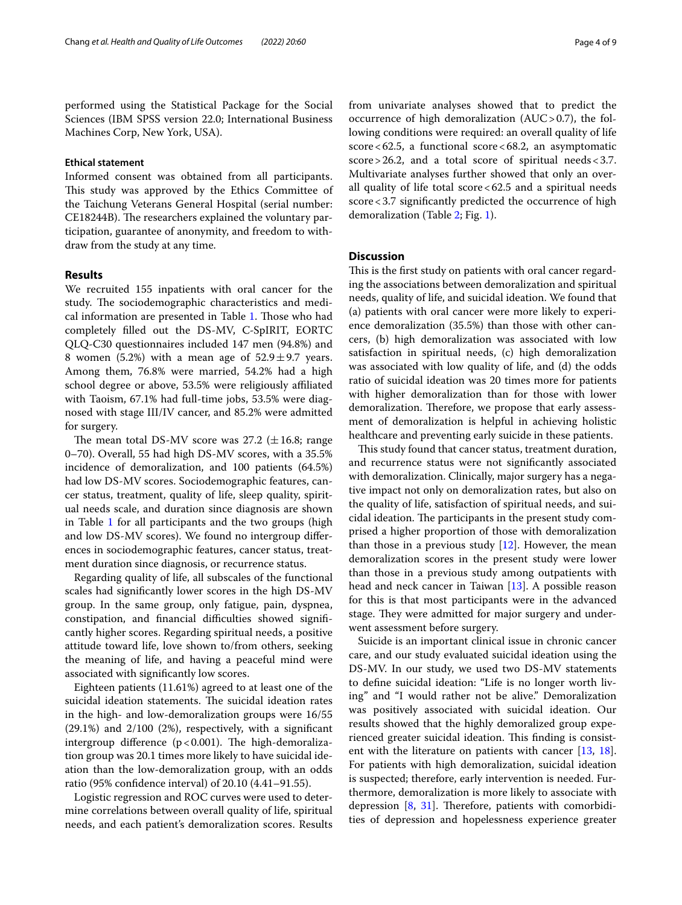performed using the Statistical Package for the Social Sciences (IBM SPSS version 22.0; International Business Machines Corp, New York, USA).

### Ethical statement

Informed consent was obtained from all participants. This study was approved by the Ethics Committee of the Taichung Veterans General Hospital (serial number: CE18244B). The researchers explained the voluntary participation, guarantee of anonymity, and freedom to withdraw from the study at any time.

## Results

We recruited 155 inpatients with oral cancer for the study. The sociodemographic characteristics and medical information are presented in Table 1. Those who had completely filled out the DS-MV, C-SpIRIT, EORTC QLQ-C30 questionnaires included 147 men (94.8%) and 8 women (5.2%) with a mean age of $52.9 \pm 9.7$ years. Among them, 76.8% were married, 54.2% had a high school degree or above, 53.5% were religiously affiliated with Taoism, 67.1% had full-time jobs, 53.5% were diagnosed with stage III/IV cancer, and 85.2% were admitted for surgery.

The mean total DS-MV score was 27.2 ($\pm 16.8$; range 0–70). Overall, 55 had high DS-MV scores, with a 35.5% incidence of demoralization, and 100 patients (64.5%) had low DS-MV scores. Sociodemographic features, cancer status, treatment, quality of life, sleep quality, spiritual needs scale, and duration since diagnosis are shown in Table 1 for all participants and the two groups (high and low DS-MV scores). We found no intergroup differences in sociodemographic features, cancer status, treatment duration since diagnosis, or recurrence status.

Regarding quality of life, all subscales of the functional scales had significantly lower scores in the high DS-MV group. In the same group, only fatigue, pain, dyspnea, constipation, and financial difficulties showed significantly higher scores. Regarding spiritual needs, a positive attitude toward life, love shown to/from others, seeking the meaning of life, and having a peaceful mind were associated with significantly low scores.

Eighteen patients (11.61%) agreed to at least one of the suicidal ideation statements. The suicidal ideation rates in the high- and low-demoralization groups were 16/55 (29.1%) and 2/100 (2%), respectively, with a significant intergroup difference ($p < 0.001$). The high-demoralization group was 20.1 times more likely to have suicidal ideation than the low-demoralization group, with an odds ratio (95% confidence interval) of 20.10 (4.41–91.55).

Logistic regression and ROC curves were used to determine correlations between overall quality of life, spiritual needs, and each patient's demoralization scores. Results from univariate analyses showed that to predict the occurrence of high demoralization (AUC > 0.7), the following conditions were required: an overall quality of life score < 62.5, a functional score < 68.2, an asymptomatic score > 26.2, and a total score of spiritual needs < 3.7. Multivariate analyses further showed that only an overall quality of life total score < 62.5 and a spiritual needs score < 3.7 significantly predicted the occurrence of high demoralization (Table 2; Fig. 1).

## Discussion

This is the first study on patients with oral cancer regarding the associations between demoralization and spiritual needs, quality of life, and suicidal ideation. We found that (a) patients with oral cancer were more likely to experience demoralization (35.5%) than those with other cancers, (b) high demoralization was associated with low satisfaction in spiritual needs, (c) high demoralization was associated with low quality of life, and (d) the odds ratio of suicidal ideation was 20 times more for patients with higher demoralization than for those with lower demoralization. Therefore, we propose that early assessment of demoralization is helpful in achieving holistic healthcare and preventing early suicide in these patients.

This study found that cancer status, treatment duration, and recurrence status were not significantly associated with demoralization. Clinically, major surgery has a negative impact not only on demoralization rates, but also on the quality of life, satisfaction of spiritual needs, and suicidal ideation. The participants in the present study comprised a higher proportion of those with demoralization than those in a previous study [12]. However, the mean demoralization scores in the present study were lower than those in a previous study among outpatients with head and neck cancer in Taiwan [13]. A possible reason for this is that most participants were in the advanced stage. They were admitted for major surgery and underwent assessment before surgery.

Suicide is an important clinical issue in chronic cancer care, and our study evaluated suicidal ideation using the DS-MV. In our study, we used two DS-MV statements to define suicidal ideation: "Life is no longer worth living" and "I would rather not be alive." Demoralization was positively associated with suicidal ideation. Our results showed that the highly demoralized group experienced greater suicidal ideation. This finding is consistent with the literature on patients with cancer [13, 18]. For patients with high demoralization, suicidal ideation is suspected; therefore, early intervention is needed. Furthermore, demoralization is more likely to associate with depression [8, 31]. Therefore, patients with comorbidities of depression and hopelessness experience greater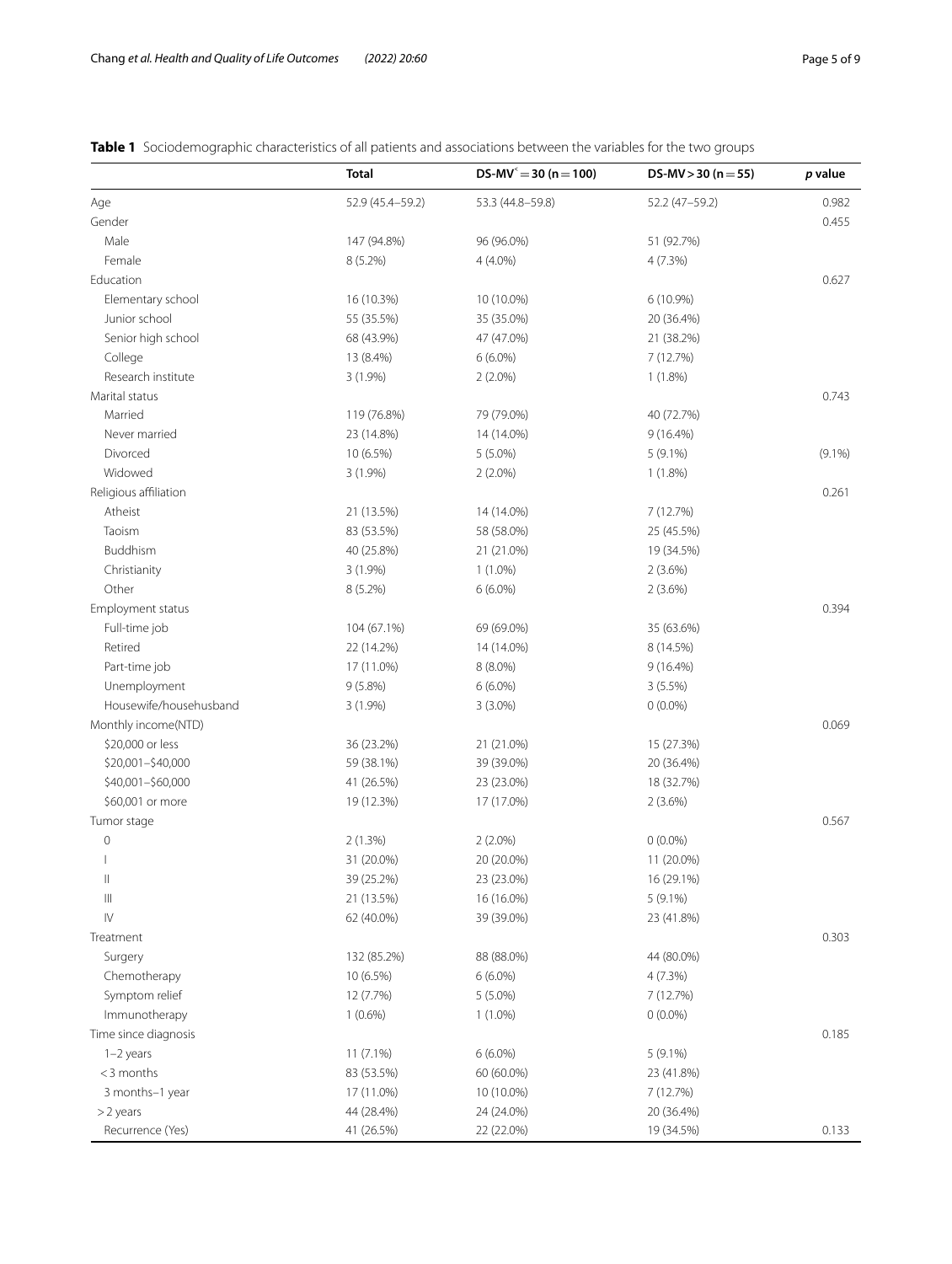**Table 1** Sociodemographic characteristics of all patients and associations between the variables for the two groups

| | Total | DS-MV $\leq$ = 30 (n = 100) | DS-MV > 30 (n = 55) | *p* value |
|---|---|---|---|---|
| Age | 52.9 (45.4–59.2) | 53.3 (44.8–59.8) | 52.2 (47–59.2) | 0.982 |
| Gender | | | | 0.455 |
| Male | 147 (94.8%) | 96 (96.0%) | 51 (92.7%) | |
| Female | 8 (5.2%) | 4 (4.0%) | 4 (7.3%) | |
| Education | | | | 0.627 |
| Elementary school | 16 (10.3%) | 10 (10.0%) | 6 (10.9%) | |
| Junior school | 55 (35.5%) | 35 (35.0%) | 20 (36.4%) | |
| Senior high school | 68 (43.9%) | 47 (47.0%) | 21 (38.2%) | |
| College | 13 (8.4%) | 6 (6.0%) | 7 (12.7%) | |
| Research institute | 3 (1.9%) | 2 (2.0%) | 1 (1.8%) | |
| Marital status | | | | 0.743 |
| Married | 119 (76.8%) | 79 (79.0%) | 40 (72.7%) | |
| Never married | 23 (14.8%) | 14 (14.0%) | 9 (16.4%) | |
| Divorced | 10 (6.5%) | 5 (5.0%) | 5 (9.1%) | (9.1%) |
| Widowed | 3 (1.9%) | 2 (2.0%) | 1 (1.8%) | |
| Religious affiliation | | | | 0.261 |
| Atheist | 21 (13.5%) | 14 (14.0%) | 7 (12.7%) | |
| Taoism | 83 (53.5%) | 58 (58.0%) | 25 (45.5%) | |
| Buddhism | 40 (25.8%) | 21 (21.0%) | 19 (34.5%) | |
| Christianity | 3 (1.9%) | 1 (1.0%) | 2 (3.6%) | |
| Other | 8 (5.2%) | 6 (6.0%) | 2 (3.6%) | |
| Employment status | | | | 0.394 |
| Full-time job | 104 (67.1%) | 69 (69.0%) | 35 (63.6%) | |
| Retired | 22 (14.2%) | 14 (14.0%) | 8 (14.5%) | |
| Part-time job | 17 (11.0%) | 8 (8.0%) | 9 (16.4%) | |
| Unemployment | 9 (5.8%) | 6 (6.0%) | 3 (5.5%) | |
| Housewife/househusband | 3 (1.9%) | 3 (3.0%) | 0 (0.0%) | |
| Monthly income(NTD) | | | | 0.069 |
| $20,000 or less | 36 (23.2%) | 21 (21.0%) | 15 (27.3%) | |
| $20,001–$40,000 | 59 (38.1%) | 39 (39.0%) | 20 (36.4%) | |
| $40,001–$60,000 | 41 (26.5%) | 23 (23.0%) | 18 (32.7%) | |
| $60,001 or more | 19 (12.3%) | 17 (17.0%) | 2 (3.6%) | |
| Tumor stage | | | | 0.567 |
| 0 | 2 (1.3%) | 2 (2.0%) | 0 (0.0%) | |
| I | 31 (20.0%) | 20 (20.0%) | 11 (20.0%) | |
| II | 39 (25.2%) | 23 (23.0%) | 16 (29.1%) | |
| III | 21 (13.5%) | 16 (16.0%) | 5 (9.1%) | |
| IV | 62 (40.0%) | 39 (39.0%) | 23 (41.8%) | |
| Treatment | | | | 0.303 |
| Surgery | 132 (85.2%) | 88 (88.0%) | 44 (80.0%) | |
| Chemotherapy | 10 (6.5%) | 6 (6.0%) | 4 (7.3%) | |
| Symptom relief | 12 (7.7%) | 5 (5.0%) | 7 (12.7%) | |
| Immunotherapy | 1 (0.6%) | 1 (1.0%) | 0 (0.0%) | |
| Time since diagnosis | | | | 0.185 |
| 1–2 years | 11 (7.1%) | 6 (6.0%) | 5 (9.1%) | |
| <3 months | 83 (53.5%) | 60 (60.0%) | 23 (41.8%) | |
| 3 months–1 year | 17 (11.0%) | 10 (10.0%) | 7 (12.7%) | |
| >2 years | 44 (28.4%) | 24 (24.0%) | 20 (36.4%) | |
| Recurrence (Yes) | 41 (26.5%) | 22 (22.0%) | 19 (34.5%) | 0.133 |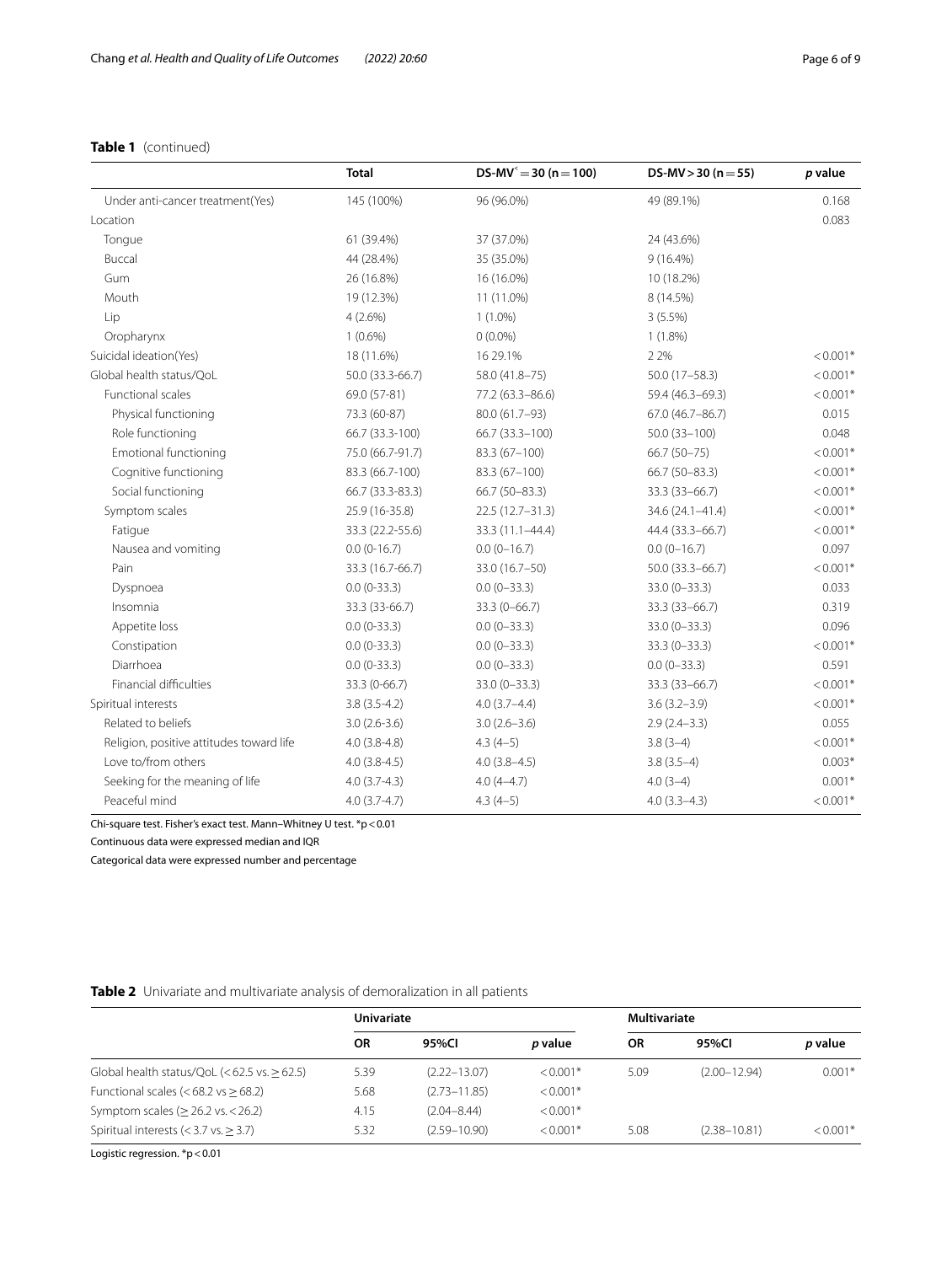**Table 1** (continued)

| | Total | DS-MV$^{<}$ = 30 (n = 100) | DS-MV > 30 (n = 55) | p value |
|---|---|---|---|---|
| Under anti-cancer treatment(Yes) | 145 (100%) | 96 (96.0%) | 49 (89.1%) | 0.168 |
| Location | | | | 0.083 |
| Tongue | 61 (39.4%) | 37 (37.0%) | 24 (43.6%) | |
| Buccal | 44 (28.4%) | 35 (35.0%) | 9 (16.4%) | |
| Gum | 26 (16.8%) | 16 (16.0%) | 10 (18.2%) | |
| Mouth | 19 (12.3%) | 11 (11.0%) | 8 (14.5%) | |
| Lip | 4 (2.6%) | 1 (1.0%) | 3 (5.5%) | |
| Oropharynx | 1 (0.6%) | 0 (0.0%) | 1 (1.8%) | |
| Suicidal ideation(Yes) | 18 (11.6%) | 16 29.1% | 2 2% | < 0.001* |
| Global health status/QoL | 50.0 (33.3-66.7) | 58.0 (41.8–75) | 50.0 (17–58.3) | < 0.001* |
| Functional scales | 69.0 (57-81) | 77.2 (63.3–86.6) | 59.4 (46.3–69.3) | < 0.001* |
| Physical functioning | 73.3 (60-87) | 80.0 (61.7–93) | 67.0 (46.7–86.7) | 0.015 |
| Role functioning | 66.7 (33.3-100) | 66.7 (33.3–100) | 50.0 (33–100) | 0.048 |
| Emotional functioning | 75.0 (66.7-91.7) | 83.3 (67–100) | 66.7 (50–75) | < 0.001* |
| Cognitive functioning | 83.3 (66.7-100) | 83.3 (67–100) | 66.7 (50–83.3) | < 0.001* |
| Social functioning | 66.7 (33.3-83.3) | 66.7 (50–83.3) | 33.3 (33–66.7) | < 0.001* |
| Symptom scales | 25.9 (16-35.8) | 22.5 (12.7–31.3) | 34.6 (24.1–41.4) | < 0.001* |
| Fatigue | 33.3 (22.2-55.6) | 33.3 (11.1–44.4) | 44.4 (33.3–66.7) | < 0.001* |
| Nausea and vomiting | 0.0 (0-16.7) | 0.0 (0–16.7) | 0.0 (0–16.7) | 0.097 |
| Pain | 33.3 (16.7-66.7) | 33.0 (16.7–50) | 50.0 (33.3–66.7) | < 0.001* |
| Dyspnoea | 0.0 (0-33.3) | 0.0 (0–33.3) | 33.0 (0–33.3) | 0.033 |
| Insomnia | 33.3 (33-66.7) | 33.3 (0–66.7) | 33.3 (33–66.7) | 0.319 |
| Appetite loss | 0.0 (0-33.3) | 0.0 (0–33.3) | 33.0 (0–33.3) | 0.096 |
| Constipation | 0.0 (0-33.3) | 0.0 (0–33.3) | 33.3 (0–33.3) | < 0.001* |
| Diarrhoea | 0.0 (0-33.3) | 0.0 (0–33.3) | 0.0 (0–33.3) | 0.591 |
| Financial difficulties | 33.3 (0-66.7) | 33.0 (0–33.3) | 33.3 (33–66.7) | < 0.001* |
| Spiritual interests | 3.8 (3.5-4.2) | 4.0 (3.7–4.4) | 3.6 (3.2–3.9) | < 0.001* |
| Related to beliefs | 3.0 (2.6-3.6) | 3.0 (2.6–3.6) | 2.9 (2.4–3.3) | 0.055 |
| Religion, positive attitudes toward life | 4.0 (3.8-4.8) | 4.3 (4–5) | 3.8 (3–4) | < 0.001* |
| Love to/from others | 4.0 (3.8-4.5) | 4.0 (3.8–4.5) | 3.8 (3.5–4) | 0.003* |
| Seeking for the meaning of life | 4.0 (3.7-4.3) | 4.0 (4–4.7) | 4.0 (3–4) | 0.001* |
| Peaceful mind | 4.0 (3.7-4.7) | 4.3 (4–5) | 4.0 (3.3–4.3) | < 0.001* |

Chi-square test. Fisher's exact test. Mann–Whitney U test. *p < 0.01

Continuous data were expressed median and IQR

Categorical data were expressed number and percentage

**Table 2** Univariate and multivariate analysis of demoralization in all patients

| | Univariate | | | Multivariate | | |
|---|---|---|---|---|---|---|
| | OR | 95%CI | p value | OR | 95%CI | p value |
| Global health status/QoL (< 62.5 vs. ≥ 62.5) | 5.39 | (2.22–13.07) | < 0.001* | 5.09 | (2.00–12.94) | 0.001* |
| Functional scales (< 68.2 vs ≥ 68.2) | 5.68 | (2.73–11.85) | < 0.001* | | | |
| Symptom scales (≥ 26.2 vs. < 26.2) | 4.15 | (2.04–8.44) | < 0.001* | | | |
| Spiritual interests (< 3.7 vs. ≥ 3.7) | 5.32 | (2.59–10.90) | < 0.001* | 5.08 | (2.38–10.81) | < 0.001* |

Logistic regression. *p < 0.01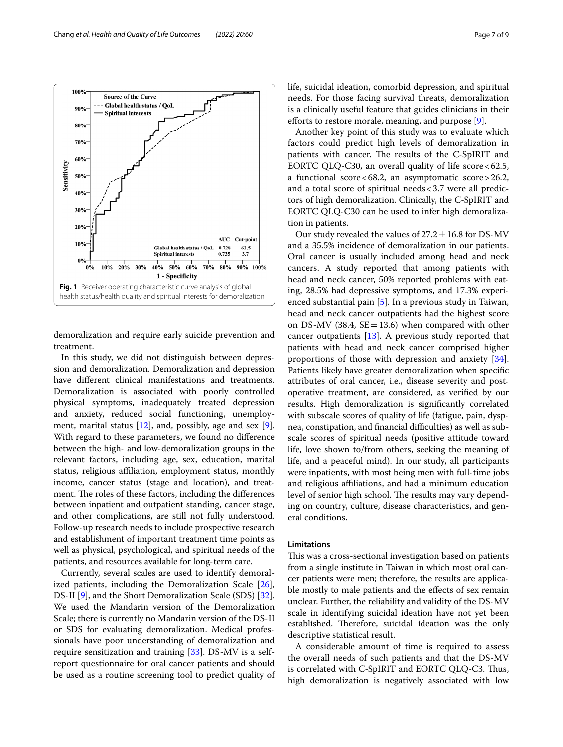Fig. 1 Receiver operating characteristic curve analysis of global health status/health quality and spiritual interests for demoralization

demoralization and require early suicide prevention and treatment.

In this study, we did not distinguish between depression and demoralization. Demoralization and depression have different clinical manifestations and treatments. Demoralization is associated with poorly controlled physical symptoms, inadequately treated depression and anxiety, reduced social functioning, unemployment, marital status [12], and, possibly, age and sex [9]. With regard to these parameters, we found no difference between the high- and low-demoralization groups in the relevant factors, including age, sex, education, marital status, religious affiliation, employment status, monthly income, cancer status (stage and location), and treatment. The roles of these factors, including the differences between inpatient and outpatient standing, cancer stage, and other complications, are still not fully understood. Follow-up research needs to include prospective research and establishment of important treatment time points as well as physical, psychological, and spiritual needs of the patients, and resources available for long-term care.

Currently, several scales are used to identify demoralized patients, including the Demoralization Scale [26], DS-II [9], and the Short Demoralization Scale (SDS) [32]. We used the Mandarin version of the Demoralization Scale; there is currently no Mandarin version of the DS-II or SDS for evaluating demoralization. Medical professionals have poor understanding of demoralization and require sensitization and training [33]. DS-MV is a self-report questionnaire for oral cancer patients and should be used as a routine screening tool to predict quality of life, suicidal ideation, comorbid depression, and spiritual needs. For those facing survival threats, demoralization is a clinically useful feature that guides clinicians in their efforts to restore morale, meaning, and purpose [9].

Another key point of this study was to evaluate which factors could predict high levels of demoralization in patients with cancer. The results of the C-SpIRIT and EORTC QLQ-C30, an overall quality of life score < 62.5, a functional score < 68.2, an asymptomatic score > 26.2, and a total score of spiritual needs < 3.7 were all predictors of high demoralization. Clinically, the C-SpIRIT and EORTC QLQ-C30 can be used to infer high demoralization in patients.

Our study revealed the values of $27.2 \pm 16.8$ for DS-MV and a 35.5% incidence of demoralization in our patients. Oral cancer is usually included among head and neck cancers. A study reported that among patients with head and neck cancer, 50% reported problems with eating, 28.5% had depressive symptoms, and 17.3% experienced substantial pain [5]. In a previous study in Taiwan, head and neck cancer outpatients had the highest score on DS-MV (38.4, SE = 13.6) when compared with other cancer outpatients [13]. A previous study reported that patients with head and neck cancer comprised higher proportions of those with depression and anxiety [34]. Patients likely have greater demoralization when specific attributes of oral cancer, i.e., disease severity and post-operative treatment, are considered, as verified by our results. High demoralization is significantly correlated with subscale scores of quality of life (fatigue, pain, dyspnea, constipation, and financial difficulties) as well as subscale scores of spiritual needs (positive attitude toward life, love shown to/from others, seeking the meaning of life, and a peaceful mind). In our study, all participants were inpatients, with most being men with full-time jobs and religious affiliations, and had a minimum education level of senior high school. The results may vary depending on country, culture, disease characteristics, and general conditions.

### Limitations

This was a cross-sectional investigation based on patients from a single institute in Taiwan in which most oral cancer patients were men; therefore, the results are applicable mostly to male patients and the effects of sex remain unclear. Further, the reliability and validity of the DS-MV scale in identifying suicidal ideation have not yet been established. Therefore, suicidal ideation was the only descriptive statistical result.

A considerable amount of time is required to assess the overall needs of such patients and that the DS-MV is correlated with C-SpIRIT and EORTC QLQ-C3. Thus, high demoralization is negatively associated with low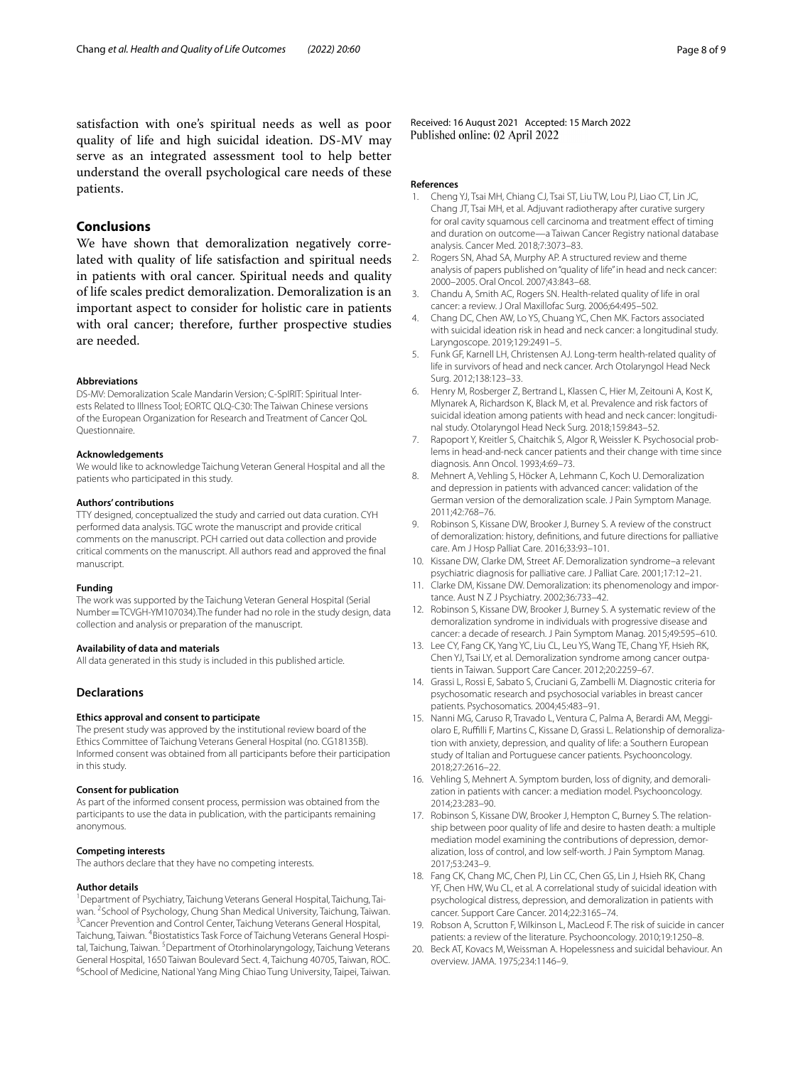satisfaction with one's spiritual needs as well as poor quality of life and high suicidal ideation. DS-MV may serve as an integrated assessment tool to help better understand the overall psychological care needs of these patients.

## Conclusions

We have shown that demoralization negatively correlated with quality of life satisfaction and spiritual needs in patients with oral cancer. Spiritual needs and quality of life scales predict demoralization. Demoralization is an important aspect to consider for holistic care in patients with oral cancer; therefore, further prospective studies are needed.

#### Abbreviations

DS-MV: Demoralization Scale Mandarin Version; C-SpIRIT: Spiritual Interests Related to Illness Tool; EORTC QLQ-C30: The Taiwan Chinese versions of the European Organization for Research and Treatment of Cancer QoL Questionnaire.

#### Acknowledgements

We would like to acknowledge Taichung Veteran General Hospital and all the patients who participated in this study.

#### Authors' contributions

TTY designed, conceptualized the study and carried out data curation. CYH performed data analysis. TGC wrote the manuscript and provide critical comments on the manuscript. PCH carried out data collection and provide critical comments on the manuscript. All authors read and approved the final manuscript.

#### Funding

The work was supported by the Taichung Veteran General Hospital (Serial Number = TCVGH-YM107034).The funder had no role in the study design, data collection and analysis or preparation of the manuscript.

#### Availability of data and materials

All data generated in this study is included in this published article.

### Declarations

#### Ethics approval and consent to participate

The present study was approved by the institutional review board of the Ethics Committee of Taichung Veterans General Hospital (no. CG18135B). Informed consent was obtained from all participants before their participation in this study.

#### Consent for publication

As part of the informed consent process, permission was obtained from the participants to use the data in publication, with the participants remaining anonymous.

#### Competing interests

The authors declare that they have no competing interests.

#### Author details

[1]Department of Psychiatry, Taichung Veterans General Hospital, Taichung, Taiwan. [2]School of Psychology, Chung Shan Medical University, Taichung, Taiwan. [3]Cancer Prevention and Control Center, Taichung Veterans General Hospital, Taichung, Taiwan. [4]Biostatistics Task Force of Taichung Veterans General Hospital, Taichung, Taiwan. [5]Department of Otorhinolaryngology, Taichung Veterans General Hospital, 1650 Taiwan Boulevard Sect. 4, Taichung 40705, Taiwan, ROC. [6]School of Medicine, National Yang Ming Chiao Tung University, Taipei, Taiwan.

Received: 16 August 2021 Accepted: 15 March 2022
Published online: 02 April 2022

#### References

1. Cheng YJ, Tsai MH, Chiang CJ, Tsai ST, Liu TW, Lou PJ, Liao CT, Lin JC, Chang JT, Tsai MH, et al. Adjuvant radiotherapy after curative surgery for oral cavity squamous cell carcinoma and treatment effect of timing and duration on outcome—a Taiwan Cancer Registry national database analysis. Cancer Med. 2018;7:3073–83.
2. Rogers SN, Ahad SA, Murphy AP. A structured review and theme analysis of papers published on "quality of life" in head and neck cancer: 2000–2005. Oral Oncol. 2007;43:843–68.
3. Chandu A, Smith AC, Rogers SN. Health-related quality of life in oral cancer: a review. J Oral Maxillofac Surg. 2006;64:495–502.
4. Chang DC, Chen AW, Lo YS, Chuang YC, Chen MK. Factors associated with suicidal ideation risk in head and neck cancer: a longitudinal study. Laryngoscope. 2019;129:2491–5.
5. Funk GF, Karnell LH, Christensen AJ. Long-term health-related quality of life in survivors of head and neck cancer. Arch Otolaryngol Head Neck Surg. 2012;138:123–33.
6. Henry M, Rosberger Z, Bertrand L, Klassen C, Hier M, Zeitouni A, Kost K, Mlynarek A, Richardson K, Black M, et al. Prevalence and risk factors of suicidal ideation among patients with head and neck cancer: longitudinal study. Otolaryngol Head Neck Surg. 2018;159:843–52.
7. Rapoport Y, Kreitler S, Chaitchik S, Algor R, Weissler K. Psychosocial problems in head-and-neck cancer patients and their change with time since diagnosis. Ann Oncol. 1993;4:69–73.
8. Mehnert A, Vehling S, Höcker A, Lehmann C, Koch U. Demoralization and depression in patients with advanced cancer: validation of the German version of the demoralization scale. J Pain Symptom Manage. 2011;42:768–76.
9. Robinson S, Kissane DW, Brooker J, Burney S. A review of the construct of demoralization: history, definitions, and future directions for palliative care. Am J Hosp Palliat Care. 2016;33:93–101.
10. Kissane DW, Clarke DM, Street AF. Demoralization syndrome–a relevant psychiatric diagnosis for palliative care. J Palliat Care. 2001;17:12–21.
11. Clarke DM, Kissane DW. Demoralization: its phenomenology and importance. Aust N Z J Psychiatry. 2002;36:733–42.
12. Robinson S, Kissane DW, Brooker J, Burney S. A systematic review of the demoralization syndrome in individuals with progressive disease and cancer: a decade of research. J Pain Symptom Manag. 2015;49:595–610.
13. Lee CY, Fang CK, Yang YC, Liu CL, Leu YS, Wang TE, Chang YF, Hsieh RK, Chen YJ, Tsai LY, et al. Demoralization syndrome among cancer outpatients in Taiwan. Support Care Cancer. 2012;20:2259–67.
14. Grassi L, Rossi E, Sabato S, Cruciani G, Zambelli M. Diagnostic criteria for psychosomatic research and psychosocial variables in breast cancer patients. Psychosomatics. 2004;45:483–91.
15. Nanni MG, Caruso R, Travado L, Ventura C, Palma A, Berardi AM, Meggiolaro E, Ruffilli F, Martins C, Kissane D, Grassi L. Relationship of demoralization with anxiety, depression, and quality of life: a Southern European study of Italian and Portuguese cancer patients. Psychooncology. 2018;27:2616–22.
16. Vehling S, Mehnert A. Symptom burden, loss of dignity, and demoralization in patients with cancer: a mediation model. Psychooncology. 2014;23:283–90.
17. Robinson S, Kissane DW, Brooker J, Hempton C, Burney S. The relationship between poor quality of life and desire to hasten death: a multiple mediation model examining the contributions of depression, demoralization, loss of control, and low self-worth. J Pain Symptom Manag. 2017;53:243–9.
18. Fang CK, Chang MC, Chen PJ, Lin CC, Chen GS, Lin J, Hsieh RK, Chang YF, Chen HW, Wu CL, et al. A correlational study of suicidal ideation with psychological distress, depression, and demoralization in patients with cancer. Support Care Cancer. 2014;22:3165–74.
19. Robson A, Scrutton F, Wilkinson L, MacLeod F. The risk of suicide in cancer patients: a review of the literature. Psychooncology. 2010;19:1250–8.
20. Beck AT, Kovacs M, Weissman A. Hopelessness and suicidal behaviour. An overview. JAMA. 1975;234:1146–9.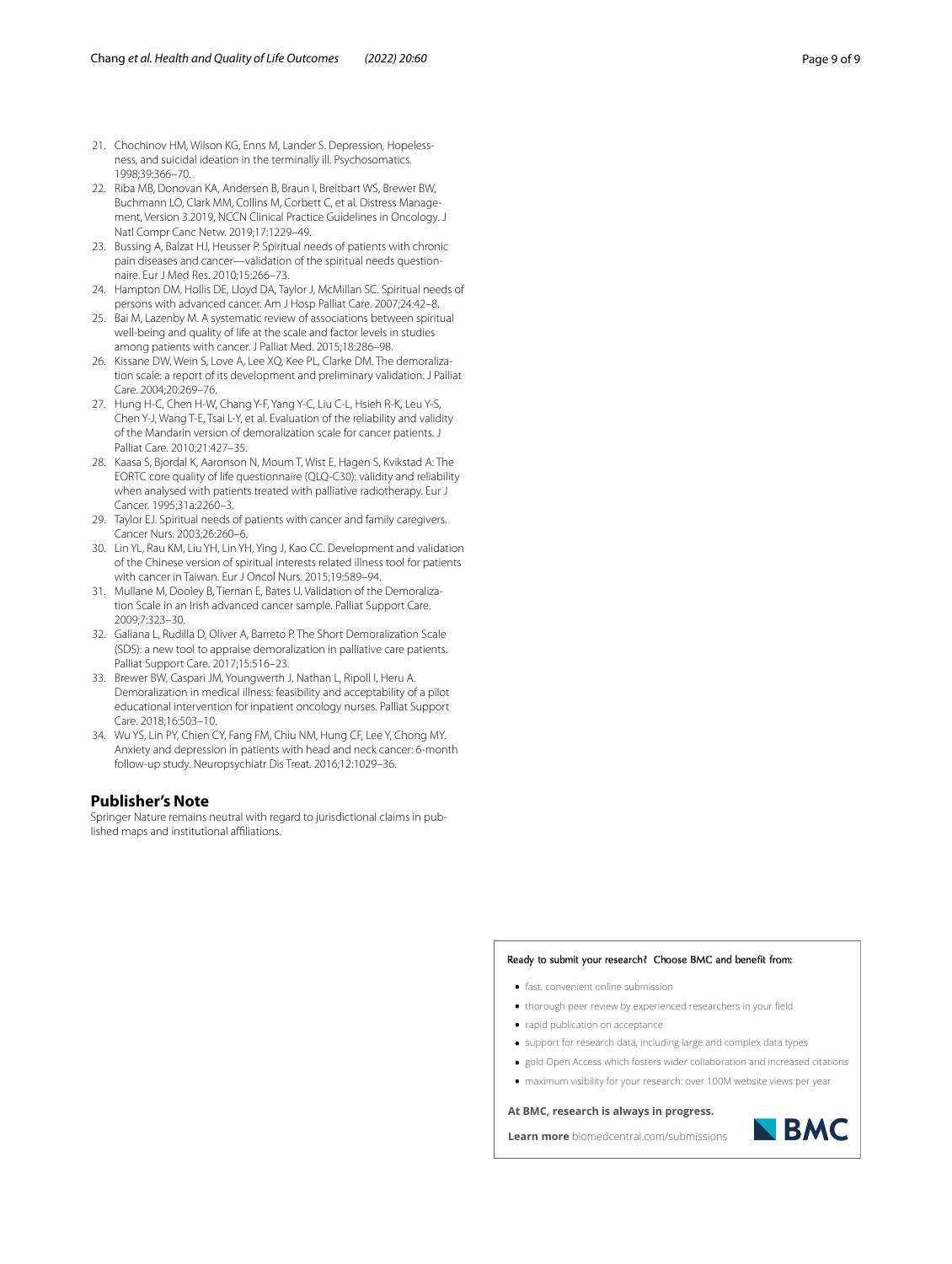21. Chochinov HM, Wilson KG, Enns M, Lander S. Depression, Hopelessness, and suicidal ideation in the terminally ill. Psychosomatics. 1998;39:366–70.
22. Riba MB, Donovan KA, Andersen B, Braun I, Breitbart WS, Brewer BW, Buchmann LO, Clark MM, Collins M, Corbett C, et al. Distress Management, Version 3.2019, NCCN Clinical Practice Guidelines in Oncology. J Natl Compr Canc Netw. 2019;17:1229–49.
23. Bussing A, Balzat HJ, Heusser P. Spiritual needs of patients with chronic pain diseases and cancer—validation of the spiritual needs questionnaire. Eur J Med Res. 2010;15:266–73.
24. Hampton DM, Hollis DE, Lloyd DA, Taylor J, McMillan SC. Spiritual needs of persons with advanced cancer. Am J Hosp Palliat Care. 2007;24:42–8.
25. Bai M, Lazenby M. A systematic review of associations between spiritual well-being and quality of life at the scale and factor levels in studies among patients with cancer. J Palliat Med. 2015;18:286–98.
26. Kissane DW, Wein S, Love A, Lee XQ, Kee PL, Clarke DM. The demoralization scale: a report of its development and preliminary validation. J Palliat Care. 2004;20:269–76.
27. Hung H-C, Chen H-W, Chang Y-F, Yang Y-C, Liu C-L, Hsieh R-K, Leu Y-S, Chen Y-J, Wang T-E, Tsai L-Y, et al. Evaluation of the reliability and validity of the Mandarin version of demoralization scale for cancer patients. J Palliat Care. 2010;21:427–35.
28. Kaasa S, Bjordal K, Aaronson N, Moum T, Wist E, Hagen S, Kvikstad A: The EORTC core quality of life questionnaire (QLQ-C30): validity and reliability when analysed with patients treated with palliative radiotherapy. Eur J Cancer. 1995;31a:2260–3.
29. Taylor EJ. Spiritual needs of patients with cancer and family caregivers. Cancer Nurs. 2003;26:260–6.
30. Lin YL, Rau KM, Liu YH, Lin YH, Ying J, Kao CC. Development and validation of the Chinese version of spiritual interests related illness tool for patients with cancer in Taiwan. Eur J Oncol Nurs. 2015;19:589–94.
31. Mullane M, Dooley B, Tiernan E, Bates U. Validation of the Demoralization Scale in an Irish advanced cancer sample. Palliat Support Care. 2009;7:323–30.
32. Galiana L, Rudilla D, Oliver A, Barreto P. The Short Demoralization Scale (SDS): a new tool to appraise demoralization in palliative care patients. Palliat Support Care. 2017;15:516–23.
33. Brewer BW, Caspari JM, Youngwerth J, Nathan L, Ripoll I, Heru A. Demoralization in medical illness: feasibility and acceptability of a pilot educational intervention for inpatient oncology nurses. Palliat Support Care. 2018;16:503–10.
34. Wu YS, Lin PY, Chien CY, Fang FM, Chiu NM, Hung CF, Lee Y, Chong MY. Anxiety and depression in patients with head and neck cancer: 6-month follow-up study. Neuropsychiatr Dis Treat. 2016;12:1029–36.

## Publisher's Note

Springer Nature remains neutral with regard to jurisdictional claims in published maps and institutional affiliations.

Ready to submit your research? Choose BMC and benefit from:

- fast, convenient online submission
- thorough peer review by experienced researchers in your field
- rapid publication on acceptance
- support for research data, including large and complex data types
- gold Open Access which fosters wider collaboration and increased citations
- maximum visibility for your research: over 100M website views per year

**At BMC, research is always in progress.**

**Learn more** biomedcentral.com/submissions

BMC